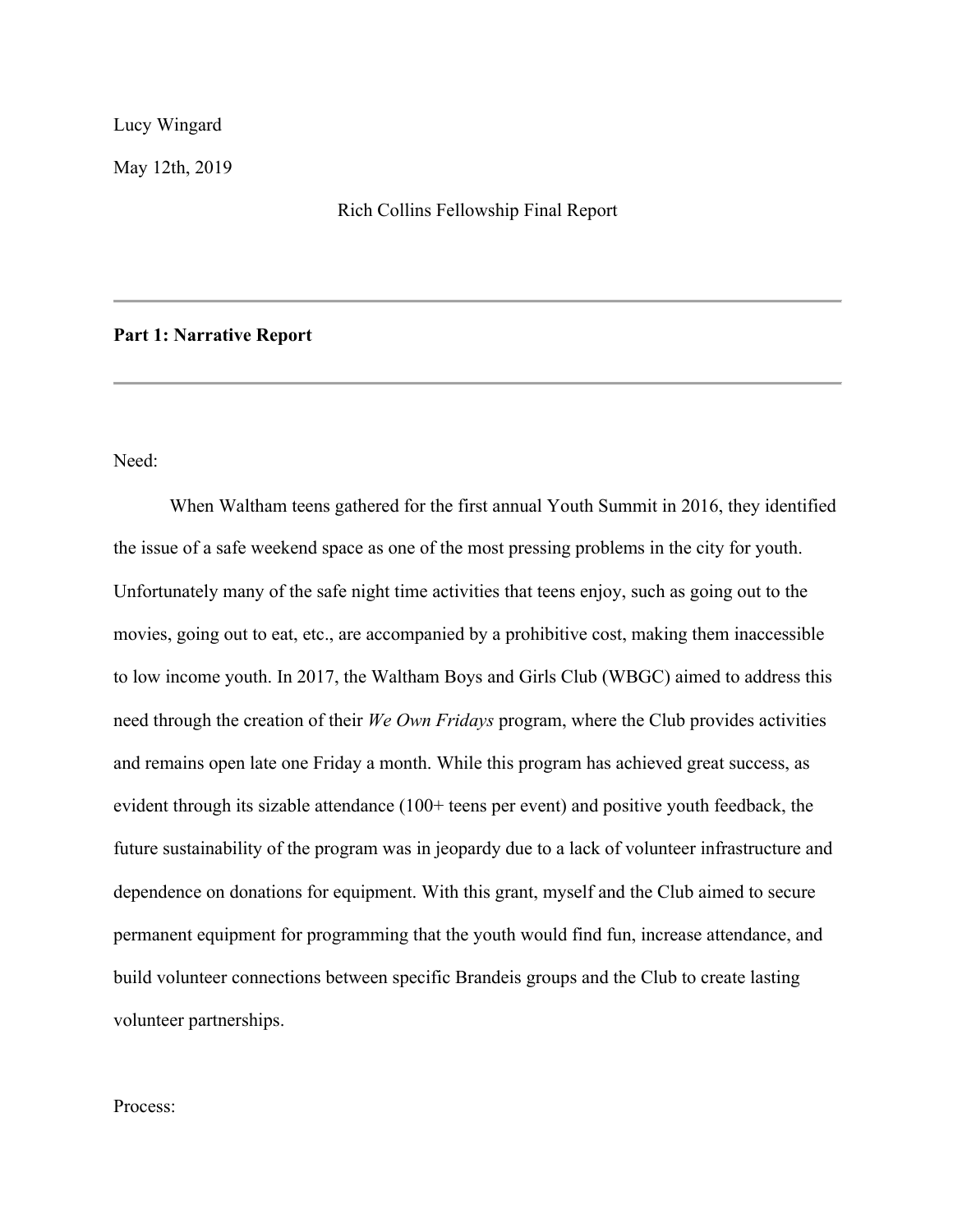Lucy Wingard

May 12th, 2019

# Rich Collins Fellowship Final Report

---

## Part 1: Narrative Report

---

Need:

When Waltham teens gathered for the first annual Youth Summit in 2016, they identified the issue of a safe weekend space as one of the most pressing problems in the city for youth. Unfortunately many of the safe night time activities that teens enjoy, such as going out to the movies, going out to eat, etc., are accompanied by a prohibitive cost, making them inaccessible to low income youth. In 2017, the Waltham Boys and Girls Club (WBGC) aimed to address this need through the creation of their *We Own Fridays* program, where the Club provides activities and remains open late one Friday a month. While this program has achieved great success, as evident through its sizable attendance (100+ teens per event) and positive youth feedback, the future sustainability of the program was in jeopardy due to a lack of volunteer infrastructure and dependence on donations for equipment. With this grant, myself and the Club aimed to secure permanent equipment for programming that the youth would find fun, increase attendance, and build volunteer connections between specific Brandeis groups and the Club to create lasting volunteer partnerships.

Process: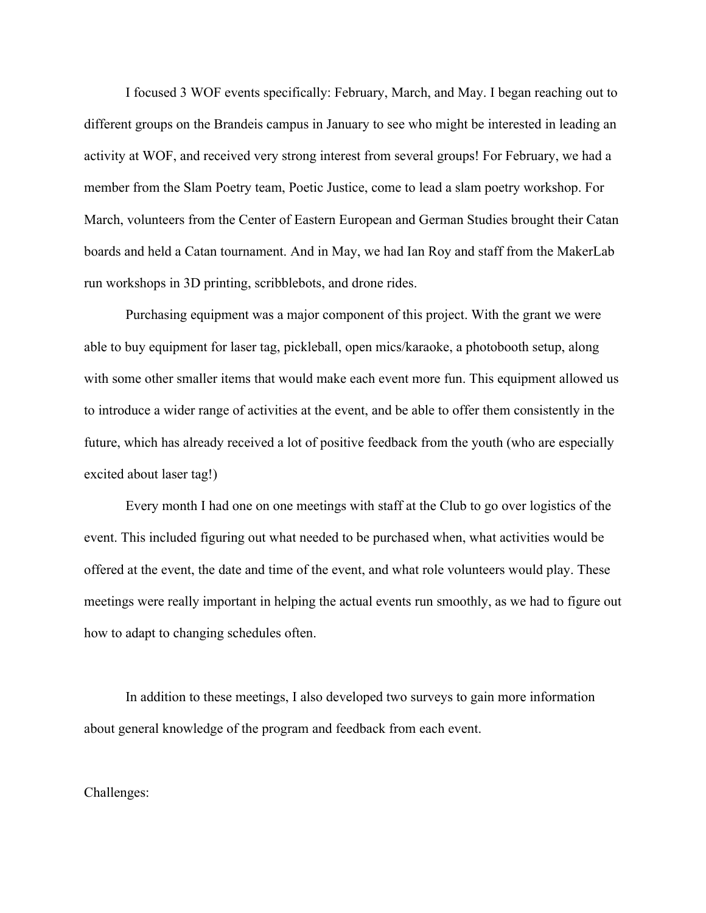I focused 3 WOF events specifically: February, March, and May. I began reaching out to different groups on the Brandeis campus in January to see who might be interested in leading an activity at WOF, and received very strong interest from several groups! For February, we had a member from the Slam Poetry team, Poetic Justice, come to lead a slam poetry workshop. For March, volunteers from the Center of Eastern European and German Studies brought their Catan boards and held a Catan tournament. And in May, we had Ian Roy and staff from the MakerLab run workshops in 3D printing, scribblebots, and drone rides.

Purchasing equipment was a major component of this project. With the grant we were able to buy equipment for laser tag, pickleball, open mics/karaoke, a photobooth setup, along with some other smaller items that would make each event more fun. This equipment allowed us to introduce a wider range of activities at the event, and be able to offer them consistently in the future, which has already received a lot of positive feedback from the youth (who are especially excited about laser tag!)

Every month I had one on one meetings with staff at the Club to go over logistics of the event. This included figuring out what needed to be purchased when, what activities would be offered at the event, the date and time of the event, and what role volunteers would play. These meetings were really important in helping the actual events run smoothly, as we had to figure out how to adapt to changing schedules often.

In addition to these meetings, I also developed two surveys to gain more information about general knowledge of the program and feedback from each event.

Challenges: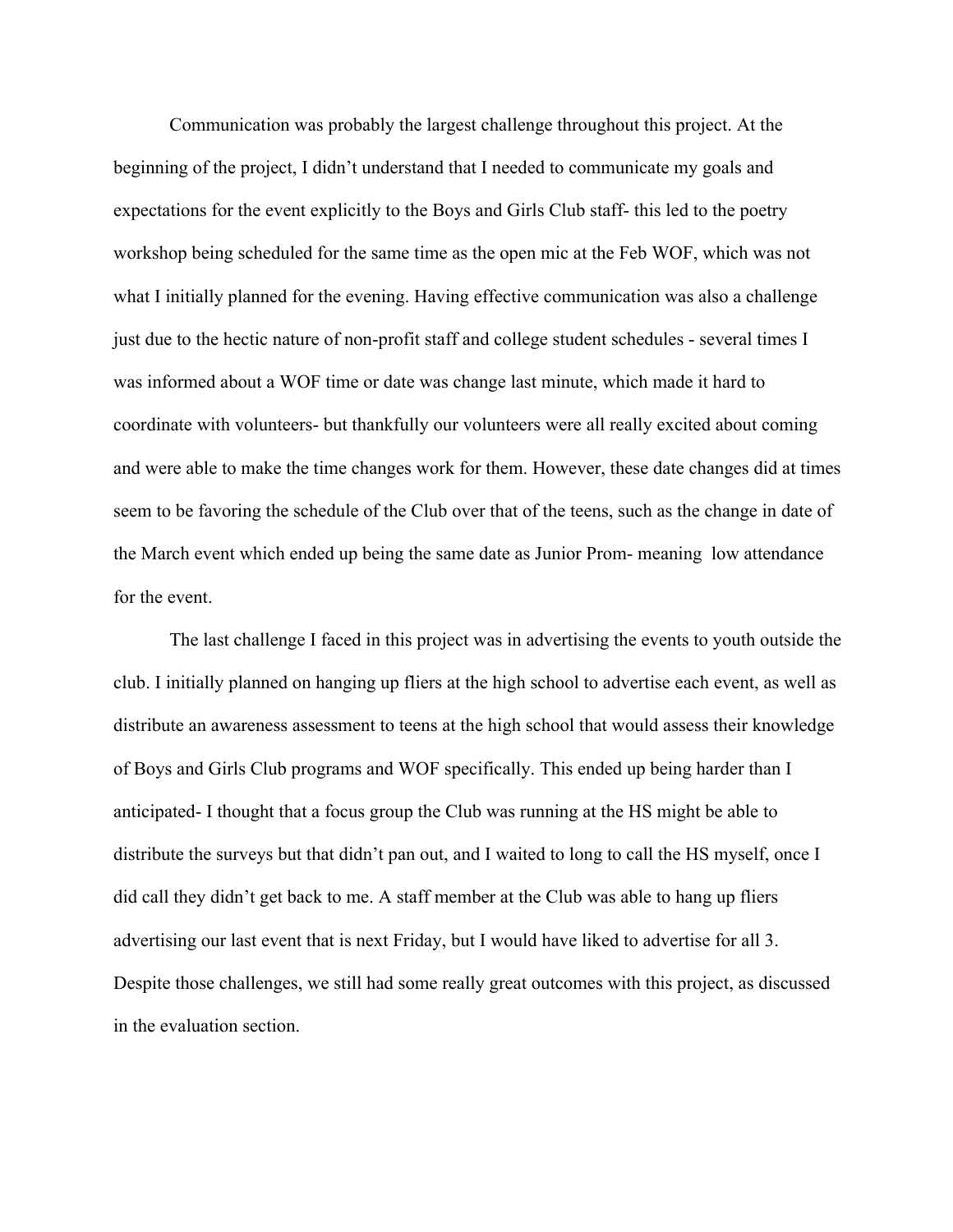Communication was probably the largest challenge throughout this project. At the beginning of the project, I didn't understand that I needed to communicate my goals and expectations for the event explicitly to the Boys and Girls Club staff- this led to the poetry workshop being scheduled for the same time as the open mic at the Feb WOF, which was not what I initially planned for the evening. Having effective communication was also a challenge just due to the hectic nature of non-profit staff and college student schedules - several times I was informed about a WOF time or date was change last minute, which made it hard to coordinate with volunteers- but thankfully our volunteers were all really excited about coming and were able to make the time changes work for them. However, these date changes did at times seem to be favoring the schedule of the Club over that of the teens, such as the change in date of the March event which ended up being the same date as Junior Prom- meaning low attendance for the event.

The last challenge I faced in this project was in advertising the events to youth outside the club. I initially planned on hanging up fliers at the high school to advertise each event, as well as distribute an awareness assessment to teens at the high school that would assess their knowledge of Boys and Girls Club programs and WOF specifically. This ended up being harder than I anticipated- I thought that a focus group the Club was running at the HS might be able to distribute the surveys but that didn't pan out, and I waited to long to call the HS myself, once I did call they didn't get back to me. A staff member at the Club was able to hang up fliers advertising our last event that is next Friday, but I would have liked to advertise for all 3. Despite those challenges, we still had some really great outcomes with this project, as discussed in the evaluation section.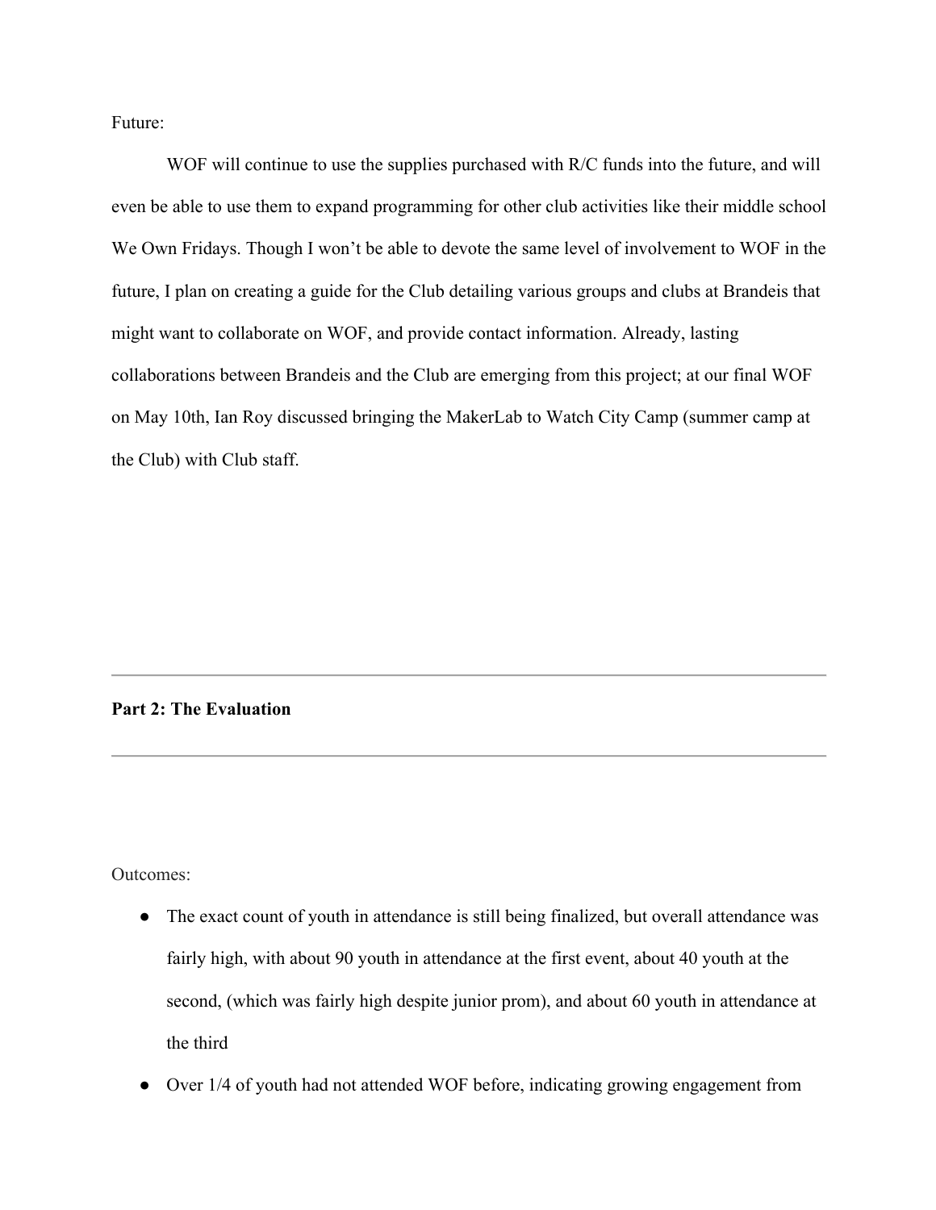Future:

WOF will continue to use the supplies purchased with R/C funds into the future, and will even be able to use them to expand programming for other club activities like their middle school We Own Fridays. Though I won't be able to devote the same level of involvement to WOF in the future, I plan on creating a guide for the Club detailing various groups and clubs at Brandeis that might want to collaborate on WOF, and provide contact information. Already, lasting collaborations between Brandeis and the Club are emerging from this project; at our final WOF on May 10th, Ian Roy discussed bringing the MakerLab to Watch City Camp (summer camp at the Club) with Club staff.

---

**Part 2: The Evaluation**

---

Outcomes:

- The exact count of youth in attendance is still being finalized, but overall attendance was fairly high, with about 90 youth in attendance at the first event, about 40 youth at the second, (which was fairly high despite junior prom), and about 60 youth in attendance at the third
- Over 1/4 of youth had not attended WOF before, indicating growing engagement from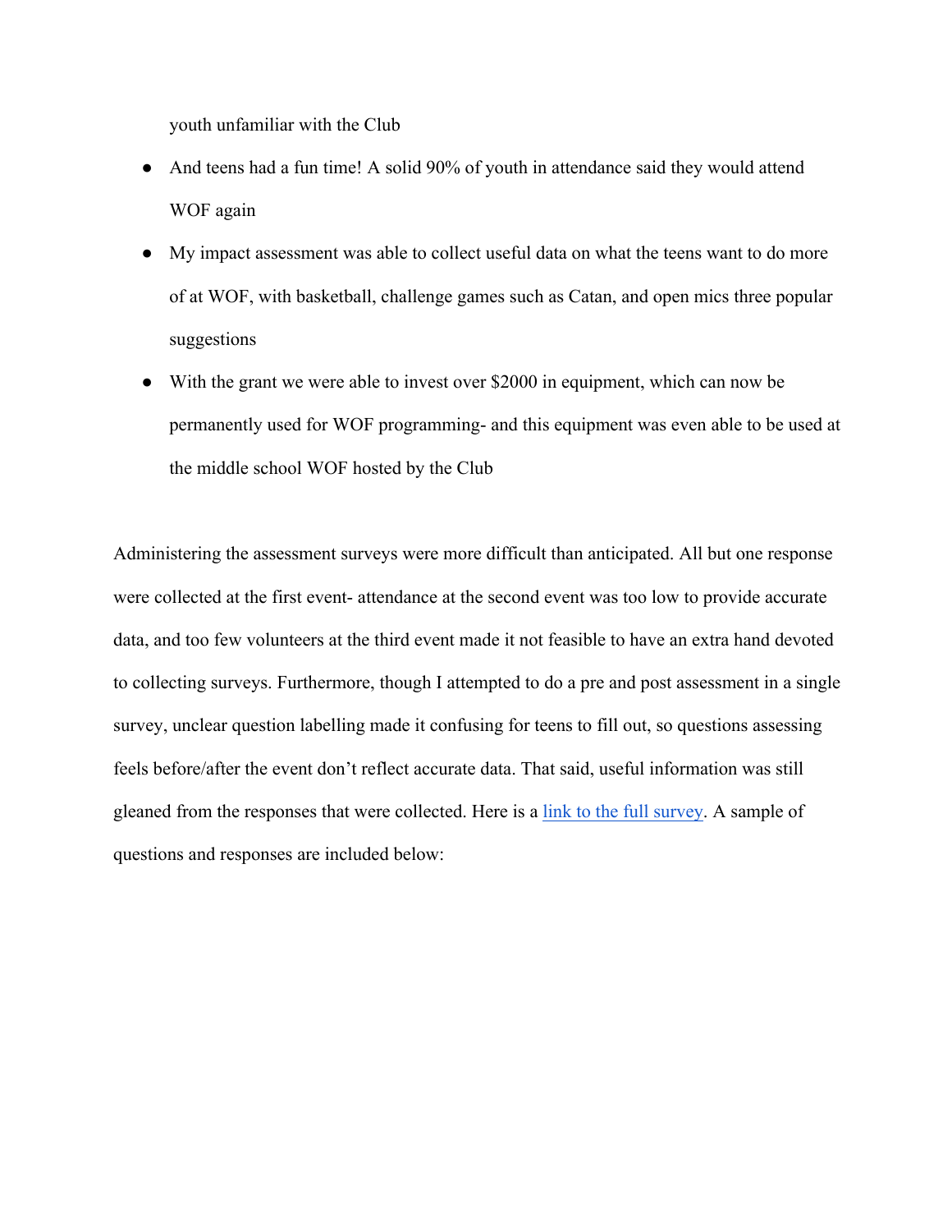youth unfamiliar with the Club

- And teens had a fun time! A solid 90% of youth in attendance said they would attend WOF again
- My impact assessment was able to collect useful data on what the teens want to do more of at WOF, with basketball, challenge games such as Catan, and open mics three popular suggestions
- With the grant we were able to invest over $2000 in equipment, which can now be permanently used for WOF programming- and this equipment was even able to be used at the middle school WOF hosted by the Club

Administering the assessment surveys were more difficult than anticipated. All but one response were collected at the first event- attendance at the second event was too low to provide accurate data, and too few volunteers at the third event made it not feasible to have an extra hand devoted to collecting surveys. Furthermore, though I attempted to do a pre and post assessment in a single survey, unclear question labelling made it confusing for teens to fill out, so questions assessing feels before/after the event don't reflect accurate data. That said, useful information was still gleaned from the responses that were collected. Here is a link to the full survey. A sample of questions and responses are included below: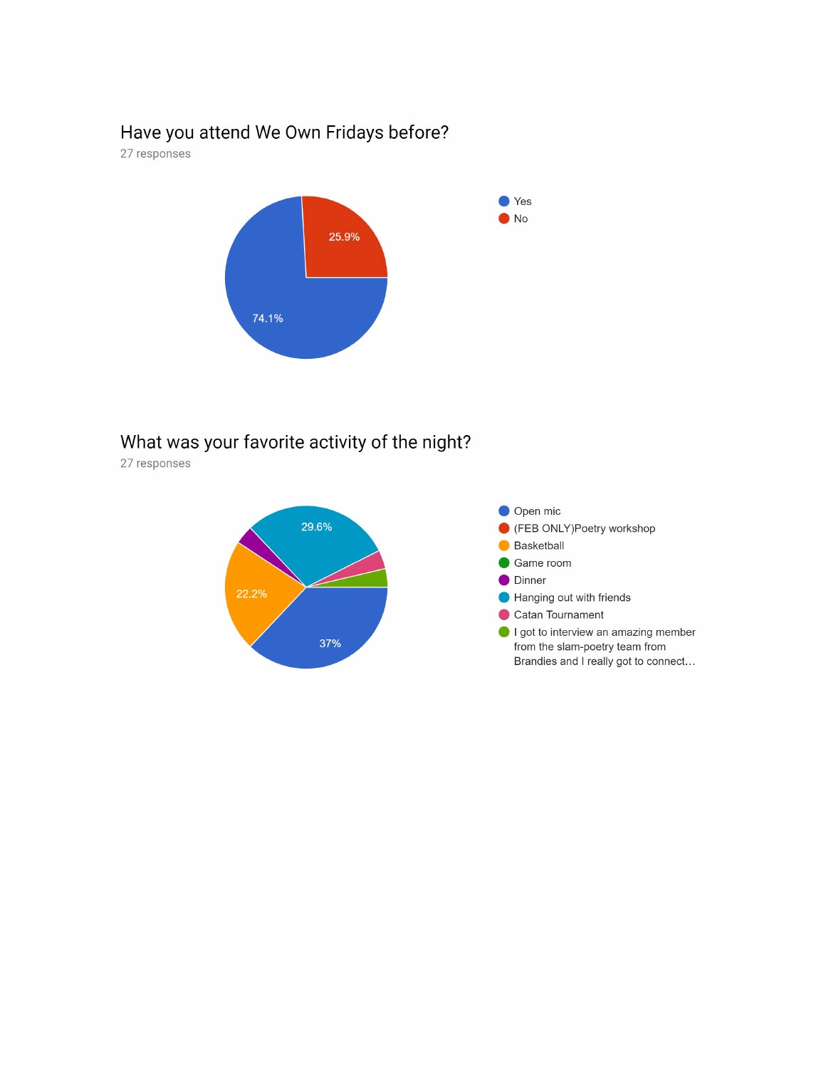## Have you attend We Own Fridays before?

27 responses

- Yes: 74.1%
- No: 25.9%

## What was your favorite activity of the night?

27 responses

- Open mic: 37%
- (FEB ONLY)Poetry workshop
- Basketball: 22.2%
- Game room
- Dinner
- Hanging out with friends: 29.6%
- Catan Tournament
- I got to interview an amazing member from the slam-poetry team from Brandies and I really got to connect…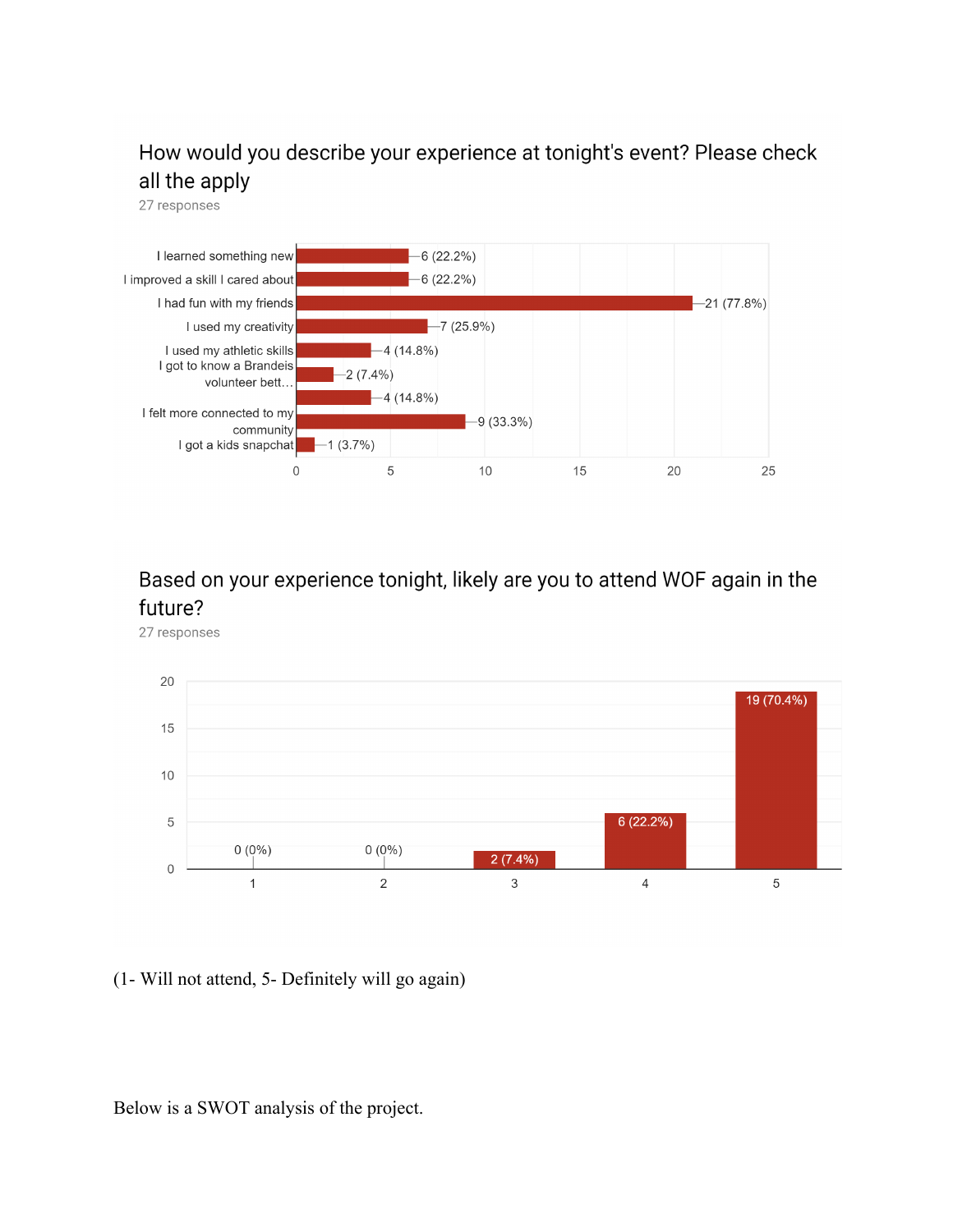How would you describe your experience at tonight's event? Please check all the apply

27 responses

| Response | Count (%) |
| --- | --- |
| I learned something new | 6 (22.2%) |
| I improved a skill I cared about | 6 (22.2%) |
| I had fun with my friends | 21 (77.8%) |
| I used my creativity | 7 (25.9%) |
| I used my athletic skills | 4 (14.8%) |
| I got to know a Brandeis volunteer bett… | 2 (7.4%) |
| | 4 (14.8%) |
| I felt more connected to my community | 9 (33.3%) |
| I got a kids snapchat | 1 (3.7%) |

Based on your experience tonight, likely are you to attend WOF again in the future?

27 responses

| Rating | Count (%) |
| --- | --- |
| 1 | 0 (0%) |
| 2 | 0 (0%) |
| 3 | 2 (7.4%) |
| 4 | 6 (22.2%) |
| 5 | 19 (70.4%) |

(1- Will not attend, 5- Definitely will go again)

Below is a SWOT analysis of the project.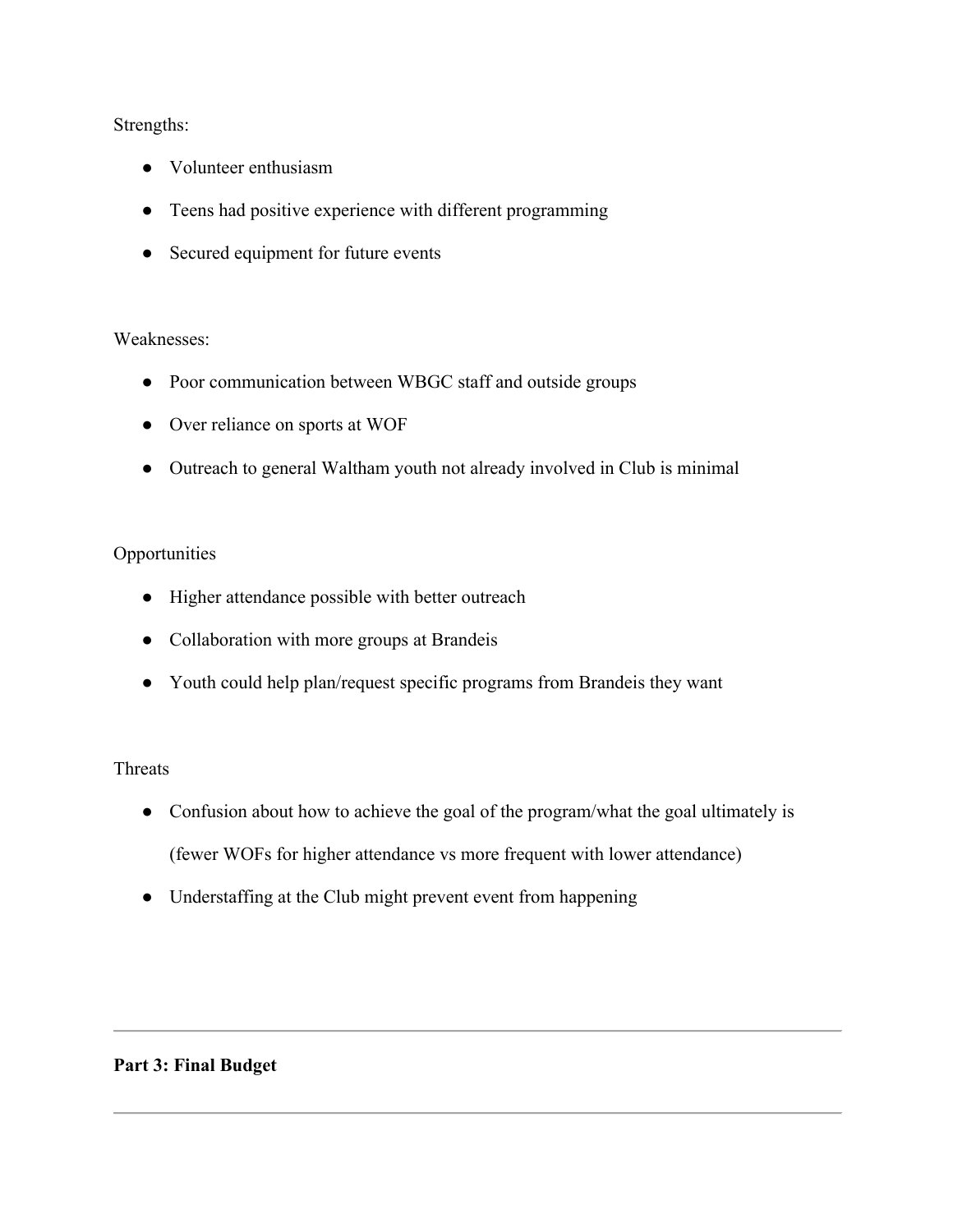Strengths:

- Volunteer enthusiasm
- Teens had positive experience with different programming
- Secured equipment for future events

Weaknesses:

- Poor communication between WBGC staff and outside groups
- Over reliance on sports at WOF
- Outreach to general Waltham youth not already involved in Club is minimal

Opportunities

- Higher attendance possible with better outreach
- Collaboration with more groups at Brandeis
- Youth could help plan/request specific programs from Brandeis they want

Threats

- Confusion about how to achieve the goal of the program/what the goal ultimately is (fewer WOFs for higher attendance vs more frequent with lower attendance)
- Understaffing at the Club might prevent event from happening

---

**Part 3: Final Budget**

---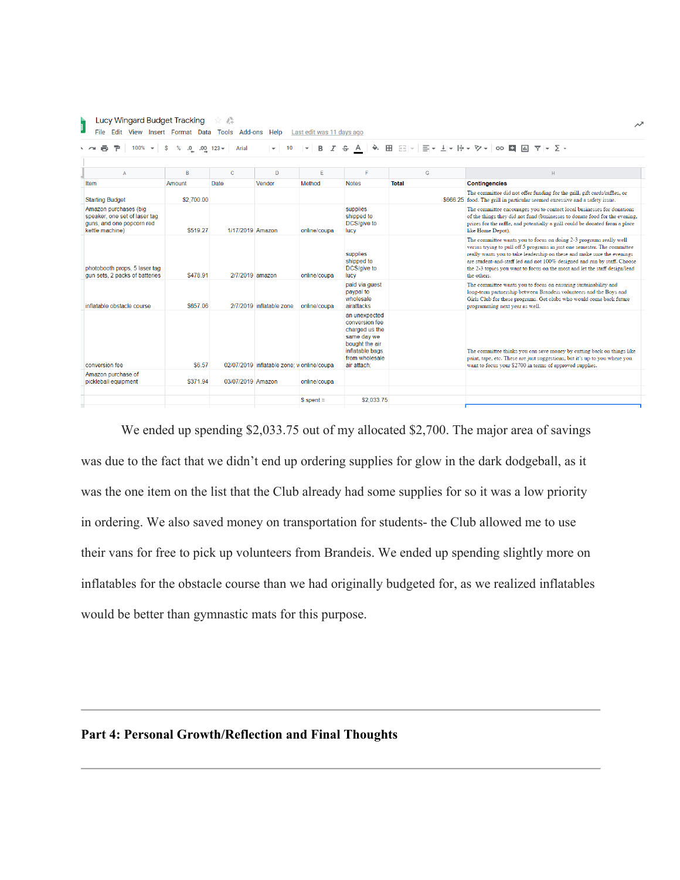Lucy Wingard Budget Tracking

| Item | Amount | Date | Vendor | Method | Notes | Total | Contingencies |
|---|---|---|---|---|---|---|---|
| Starting Budget | $2,700.00 | | | | | $666.25 | The committee did not offer funding for the grill, gift cards/raffles, or food. The grill in particular seemed excessive and a safety issue. |
| Amazon purchases (big speaker, one set of laser tag guns, and one popcorn red kettle machine) | $519.27 | 1/17/2019 | Amazon | online/coupa | supplies shipped to DCS/give to lucy | | The committee encourages you to contact local businesses for donations of the things they did not fund (businesses to donate food for the evening, prizes for the raffle, and potentially a grill could be donated from a place like Home Depot). |
| photobooth props, 5 laser tag gun sets, 2 packs of batteries | $478.91 | 2/7/2019 | amazon | online/coupa | supplies shipped to DCS/give to lucy | | The committee wants you to focus on doing 2-3 programs really well versus trying to pull off 5 programs in just one semester. The committee really wants you to take leadership on these and make sure the evenings are student-and-staff led and not 100% designed and run by staff. Choose the 2-3 topics you want to focus on the most and let the staff design/lead the others. |
| inflatable obstacle course | $657.06 | 2/7/2019 | inflatable zone | online/coupa | paid via guest paypal to wholesale airattacks | | The committee wants you to focus on ensuring sustainability and long-term partnership between Brandeis volunteers and the Boys and Girls Club for these programs. Get clubs who would come back future programming next year as well. |
| conversion fee | $6.57 | 02/07/2019 | inflatable zone; w | online/coupa | an unexpected conversion fee charged us the same day we bought the air inflatable bags from wholesale air attach; | | The committee thinks you can save money by cutting back on things like paint, tape, etc. These are just suggestions, but it's up to you where you want to focus your $2700 in terms of approved supplies. |
| Amazon purchase of pickleball equipment | $371.94 | 03/07/2019 | Amazon | online/coupa | | | |
| | | | | $ spent = | $2,033.75 | | |

We ended up spending $2,033.75 out of my allocated $2,700. The major area of savings was due to the fact that we didn't end up ordering supplies for glow in the dark dodgeball, as it was the one item on the list that the Club already had some supplies for so it was a low priority in ordering. We also saved money on transportation for students- the Club allowed me to use their vans for free to pick up volunteers from Brandeis. We ended up spending slightly more on inflatables for the obstacle course than we had originally budgeted for, as we realized inflatables would be better than gymnastic mats for this purpose.

---

**Part 4: Personal Growth/Reflection and Final Thoughts**

---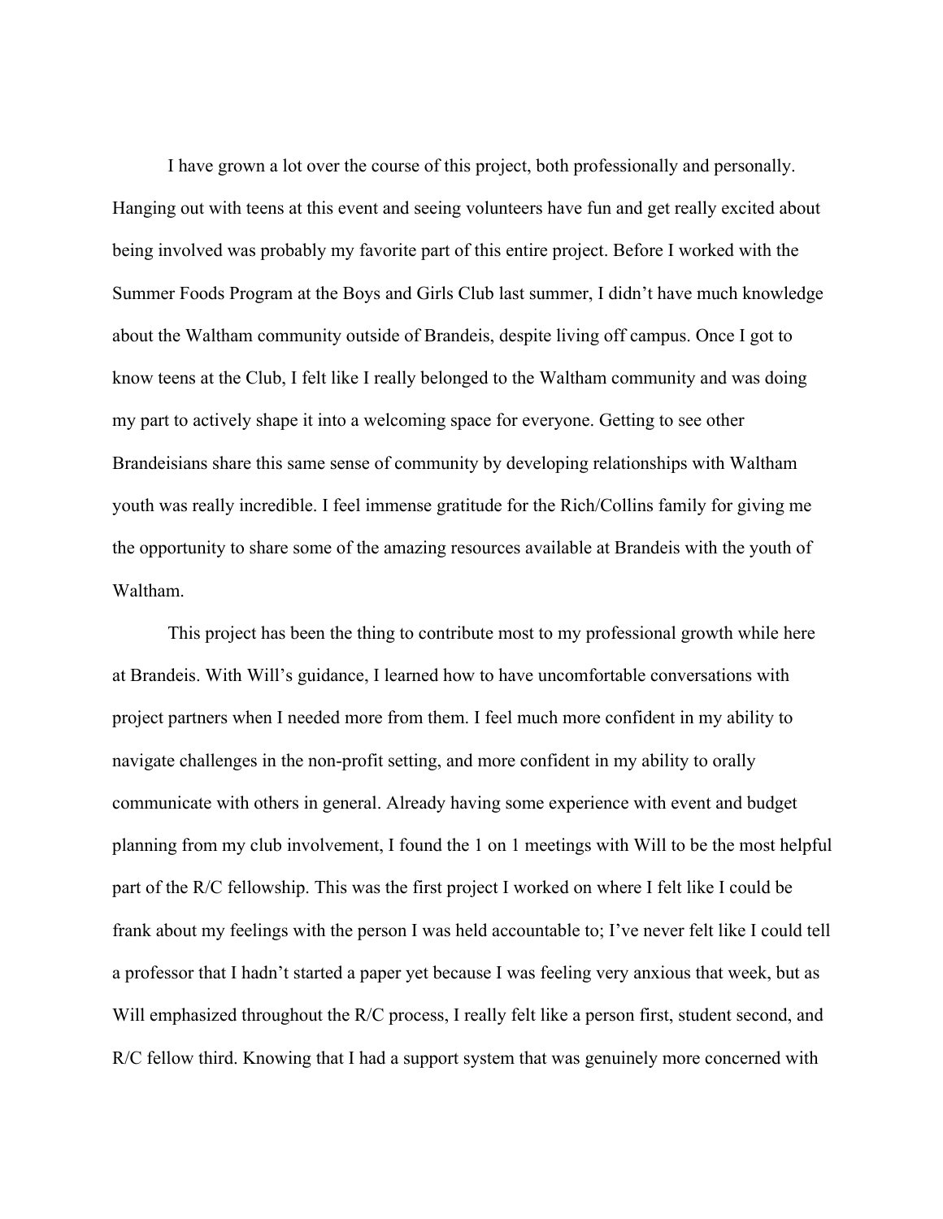I have grown a lot over the course of this project, both professionally and personally. Hanging out with teens at this event and seeing volunteers have fun and get really excited about being involved was probably my favorite part of this entire project. Before I worked with the Summer Foods Program at the Boys and Girls Club last summer, I didn't have much knowledge about the Waltham community outside of Brandeis, despite living off campus. Once I got to know teens at the Club, I felt like I really belonged to the Waltham community and was doing my part to actively shape it into a welcoming space for everyone. Getting to see other Brandeisians share this same sense of community by developing relationships with Waltham youth was really incredible. I feel immense gratitude for the Rich/Collins family for giving me the opportunity to share some of the amazing resources available at Brandeis with the youth of Waltham.

This project has been the thing to contribute most to my professional growth while here at Brandeis. With Will's guidance, I learned how to have uncomfortable conversations with project partners when I needed more from them. I feel much more confident in my ability to navigate challenges in the non-profit setting, and more confident in my ability to orally communicate with others in general. Already having some experience with event and budget planning from my club involvement, I found the 1 on 1 meetings with Will to be the most helpful part of the R/C fellowship. This was the first project I worked on where I felt like I could be frank about my feelings with the person I was held accountable to; I've never felt like I could tell a professor that I hadn't started a paper yet because I was feeling very anxious that week, but as Will emphasized throughout the R/C process, I really felt like a person first, student second, and R/C fellow third. Knowing that I had a support system that was genuinely more concerned with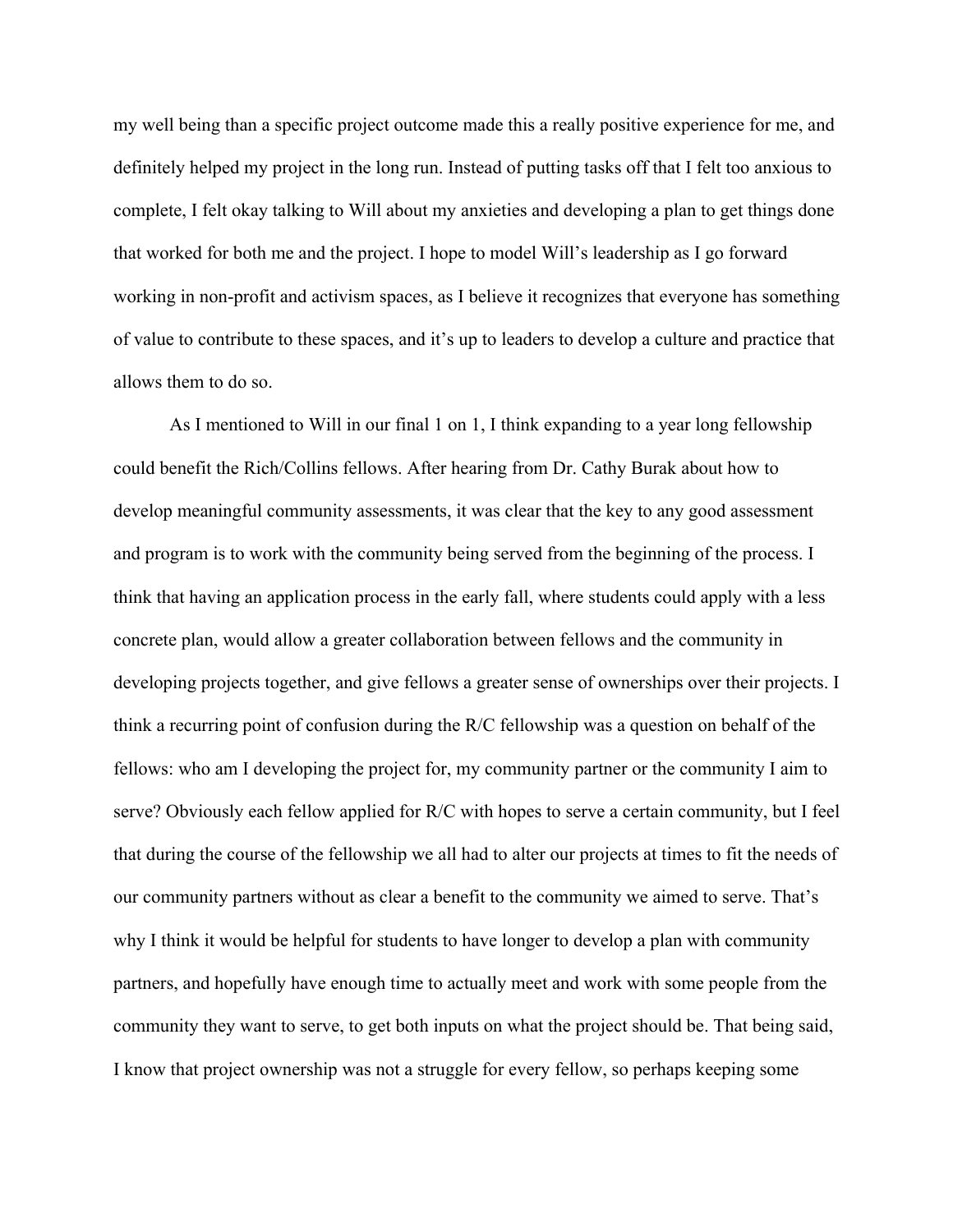my well being than a specific project outcome made this a really positive experience for me, and definitely helped my project in the long run. Instead of putting tasks off that I felt too anxious to complete, I felt okay talking to Will about my anxieties and developing a plan to get things done that worked for both me and the project. I hope to model Will's leadership as I go forward working in non-profit and activism spaces, as I believe it recognizes that everyone has something of value to contribute to these spaces, and it's up to leaders to develop a culture and practice that allows them to do so.

As I mentioned to Will in our final 1 on 1, I think expanding to a year long fellowship could benefit the Rich/Collins fellows. After hearing from Dr. Cathy Burak about how to develop meaningful community assessments, it was clear that the key to any good assessment and program is to work with the community being served from the beginning of the process. I think that having an application process in the early fall, where students could apply with a less concrete plan, would allow a greater collaboration between fellows and the community in developing projects together, and give fellows a greater sense of ownerships over their projects. I think a recurring point of confusion during the R/C fellowship was a question on behalf of the fellows: who am I developing the project for, my community partner or the community I aim to serve? Obviously each fellow applied for R/C with hopes to serve a certain community, but I feel that during the course of the fellowship we all had to alter our projects at times to fit the needs of our community partners without as clear a benefit to the community we aimed to serve. That's why I think it would be helpful for students to have longer to develop a plan with community partners, and hopefully have enough time to actually meet and work with some people from the community they want to serve, to get both inputs on what the project should be. That being said, I know that project ownership was not a struggle for every fellow, so perhaps keeping some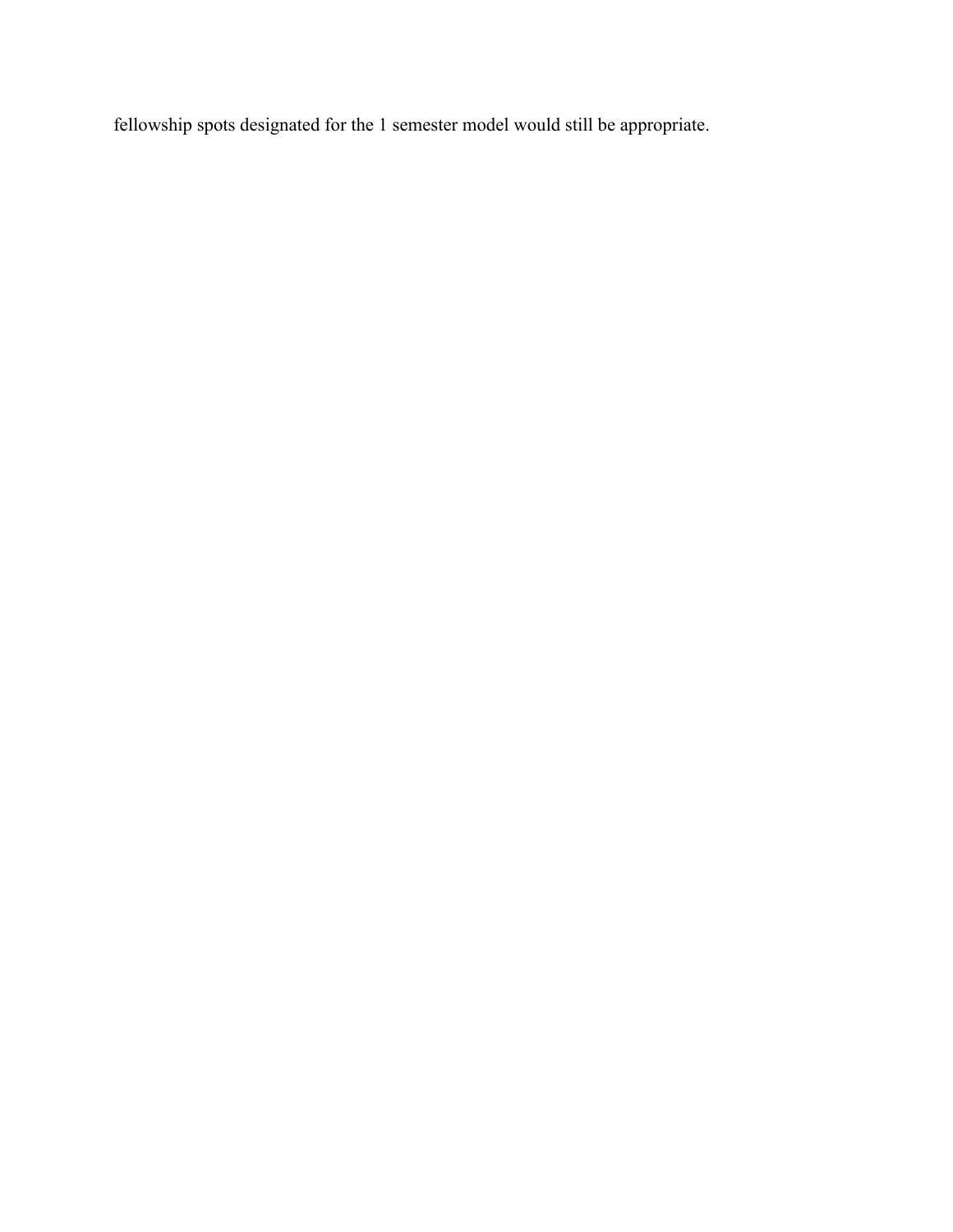fellowship spots designated for the 1 semester model would still be appropriate.